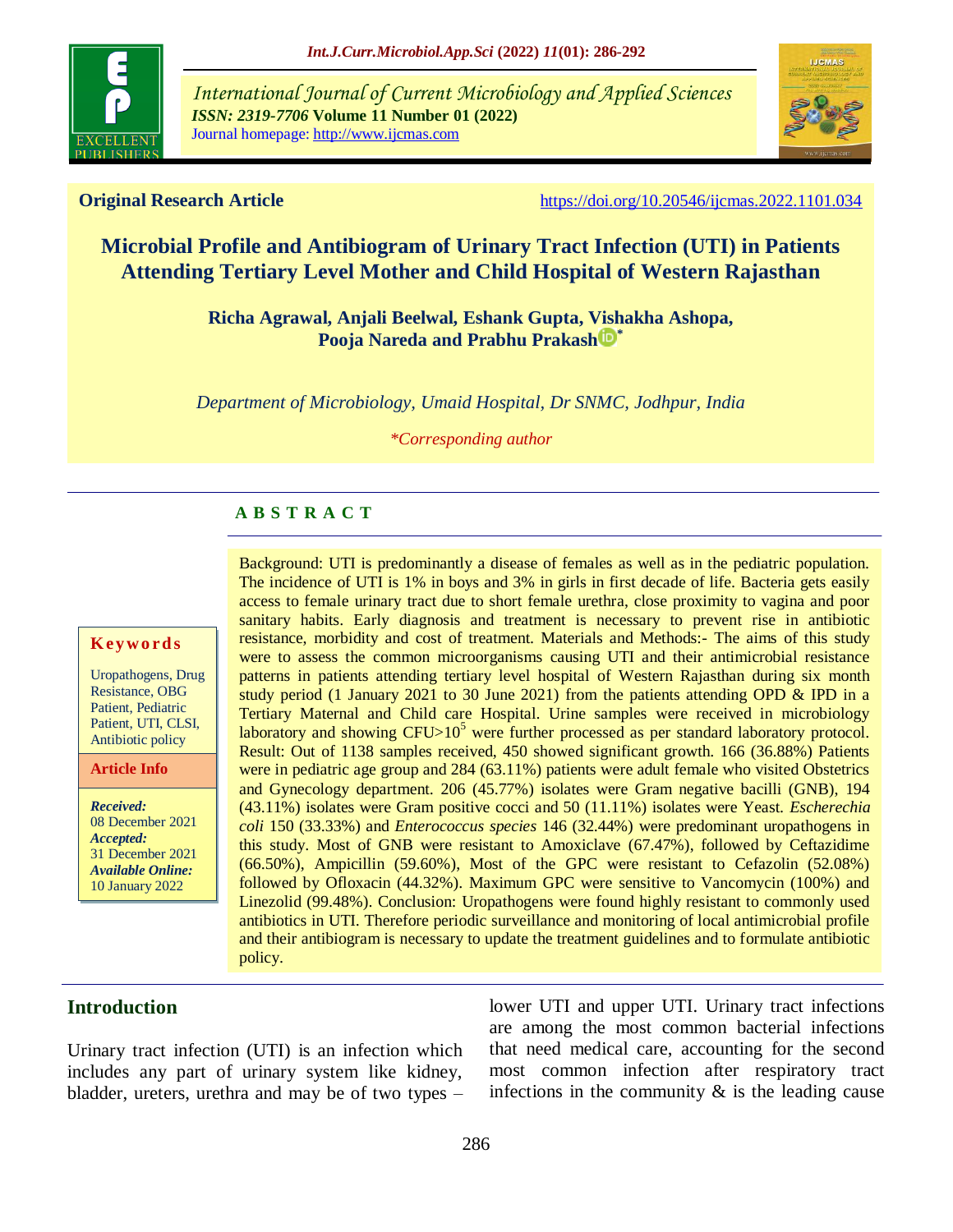**Original Research Article** https://doi.org/10.20546/ijcmas.2022.1101.034

# Microbial Profile and Antibiogram of Urinary Tract Infection (UTI) in Patients Attending Tertiary Level Mother and Child Hospital of Western Rajasthan

**Richa Agrawal, Anjali Beelwal, Eshank Gupta, Vishakha Ashopa, Pooja Nareda and Prabhu Prakash***

*Department of Microbiology, Umaid Hospital, Dr SNMC, Jodhpur, India*

*\*Corresponding author*

**Keywords**

Uropathogens, Drug Resistance, OBG Patient, Pediatric Patient, UTI, CLSI, Antibiotic policy

**Article Info**

***Received:*** 08 December 2021
***Accepted:*** 31 December 2021
***Available Online:*** 10 January 2022

## ABSTRACT

Background: UTI is predominantly a disease of females as well as in the pediatric population. The incidence of UTI is 1% in boys and 3% in girls in first decade of life. Bacteria gets easily access to female urinary tract due to short female urethra, close proximity to vagina and poor sanitary habits. Early diagnosis and treatment is necessary to prevent rise in antibiotic resistance, morbidity and cost of treatment. Materials and Methods:- The aims of this study were to assess the common microorganisms causing UTI and their antimicrobial resistance patterns in patients attending tertiary level hospital of Western Rajasthan during six month study period (1 January 2021 to 30 June 2021) from the patients attending OPD & IPD in a Tertiary Maternal and Child care Hospital. Urine samples were received in microbiology laboratory and showing CFU>$10^5$ were further processed as per standard laboratory protocol. Result: Out of 1138 samples received, 450 showed significant growth. 166 (36.88%) Patients were in pediatric age group and 284 (63.11%) patients were adult female who visited Obstetrics and Gynecology department. 206 (45.77%) isolates were Gram negative bacilli (GNB), 194 (43.11%) isolates were Gram positive cocci and 50 (11.11%) isolates were Yeast. *Escherechia coli* 150 (33.33%) and *Enterococcus species* 146 (32.44%) were predominant uropathogens in this study. Most of GNB were resistant to Amoxiclave (67.47%), followed by Ceftazidime (66.50%), Ampicillin (59.60%), Most of the GPC were resistant to Cefazolin (52.08%) followed by Ofloxacin (44.32%). Maximum GPC were sensitive to Vancomycin (100%) and Linezolid (99.48%). Conclusion: Uropathogens were found highly resistant to commonly used antibiotics in UTI. Therefore periodic surveillance and monitoring of local antimicrobial profile and their antibiogram is necessary to update the treatment guidelines and to formulate antibiotic policy.

## Introduction

Urinary tract infection (UTI) is an infection which includes any part of urinary system like kidney, bladder, ureters, urethra and may be of two types – lower UTI and upper UTI. Urinary tract infections are among the most common bacterial infections that need medical care, accounting for the second most common infection after respiratory tract infections in the community & is the leading cause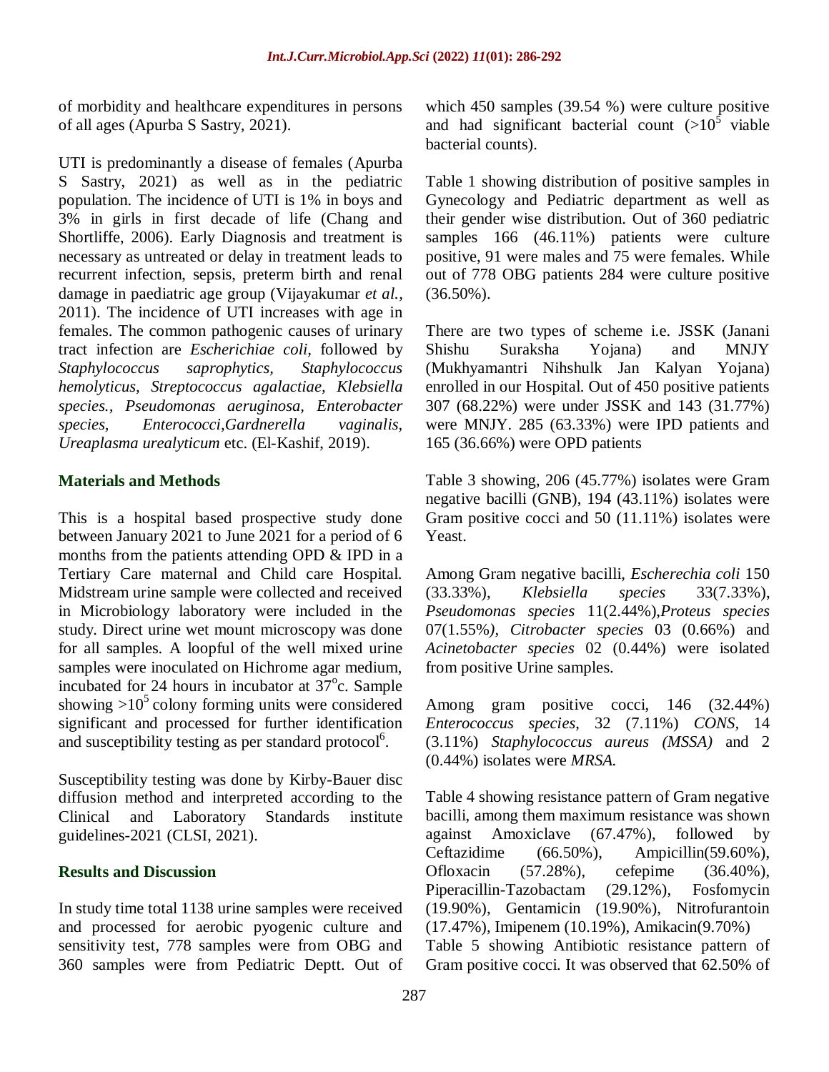of morbidity and healthcare expenditures in persons of all ages (Apurba S Sastry, 2021).

UTI is predominantly a disease of females (Apurba S Sastry, 2021) as well as in the pediatric population. The incidence of UTI is 1% in boys and 3% in girls in first decade of life (Chang and Shortliffe, 2006). Early Diagnosis and treatment is necessary as untreated or delay in treatment leads to recurrent infection, sepsis, preterm birth and renal damage in paediatric age group (Vijayakumar *et al.,* 2011). The incidence of UTI increases with age in females. The common pathogenic causes of urinary tract infection are *Escherichiae coli,* followed by *Staphylococcus saprophytics, Staphylococcus hemolyticus, Streptococcus agalactiae, Klebsiella species., Pseudomonas aeruginosa, Enterobacter species, Enterococci,Gardnerella vaginalis, Ureaplasma urealyticum* etc. (El-Kashif, 2019).

## Materials and Methods

This is a hospital based prospective study done between January 2021 to June 2021 for a period of 6 months from the patients attending OPD & IPD in a Tertiary Care maternal and Child care Hospital. Midstream urine sample were collected and received in Microbiology laboratory were included in the study. Direct urine wet mount microscopy was done for all samples. A loopful of the well mixed urine samples were inoculated on Hichrome agar medium, incubated for 24 hours in incubator at $37^{o}$c. Sample showing $>10^{5}$ colony forming units were considered significant and processed for further identification and susceptibility testing as per standard protocol[6].

Susceptibility testing was done by Kirby-Bauer disc diffusion method and interpreted according to the Clinical and Laboratory Standards institute guidelines-2021 (CLSI, 2021).

## Results and Discussion

In study time total 1138 urine samples were received and processed for aerobic pyogenic culture and sensitivity test, 778 samples were from OBG and 360 samples were from Pediatric Deptt. Out of which 450 samples (39.54 %) were culture positive and had significant bacterial count ($>10^{5}$ viable bacterial counts).

Table 1 showing distribution of positive samples in Gynecology and Pediatric department as well as their gender wise distribution. Out of 360 pediatric samples 166 (46.11%) patients were culture positive, 91 were males and 75 were females. While out of 778 OBG patients 284 were culture positive (36.50%).

There are two types of scheme i.e. JSSK (Janani Shishu Suraksha Yojana) and MNJY (Mukhyamantri Nihshulk Jan Kalyan Yojana) enrolled in our Hospital. Out of 450 positive patients 307 (68.22%) were under JSSK and 143 (31.77%) were MNJY. 285 (63.33%) were IPD patients and 165 (36.66%) were OPD patients

Table 3 showing, 206 (45.77%) isolates were Gram negative bacilli (GNB), 194 (43.11%) isolates were Gram positive cocci and 50 (11.11%) isolates were Yeast.

Among Gram negative bacilli, *Escherechia coli* 150 (33.33%), *Klebsiella species* 33(7.33%), *Pseudomonas species* 11(2.44%),*Proteus species* 07(1.55%)*, Citrobacter species* 03 (0.66%) and *Acinetobacter species* 02 (0.44%) were isolated from positive Urine samples.

Among gram positive cocci, 146 (32.44%) *Enterococcus species*, 32 (7.11%) *CONS,* 14 (3.11%) *Staphylococcus aureus (MSSA)* and 2 (0.44%) isolates were *MRSA.*

Table 4 showing resistance pattern of Gram negative bacilli, among them maximum resistance was shown against Amoxiclave (67.47%), followed by Ceftazidime (66.50%), Ampicillin(59.60%), Ofloxacin (57.28%), cefepime (36.40%), Piperacillin-Tazobactam (29.12%), Fosfomycin (19.90%), Gentamicin (19.90%), Nitrofurantoin (17.47%), Imipenem (10.19%), Amikacin(9.70%)

Table 5 showing Antibiotic resistance pattern of Gram positive cocci. It was observed that 62.50% of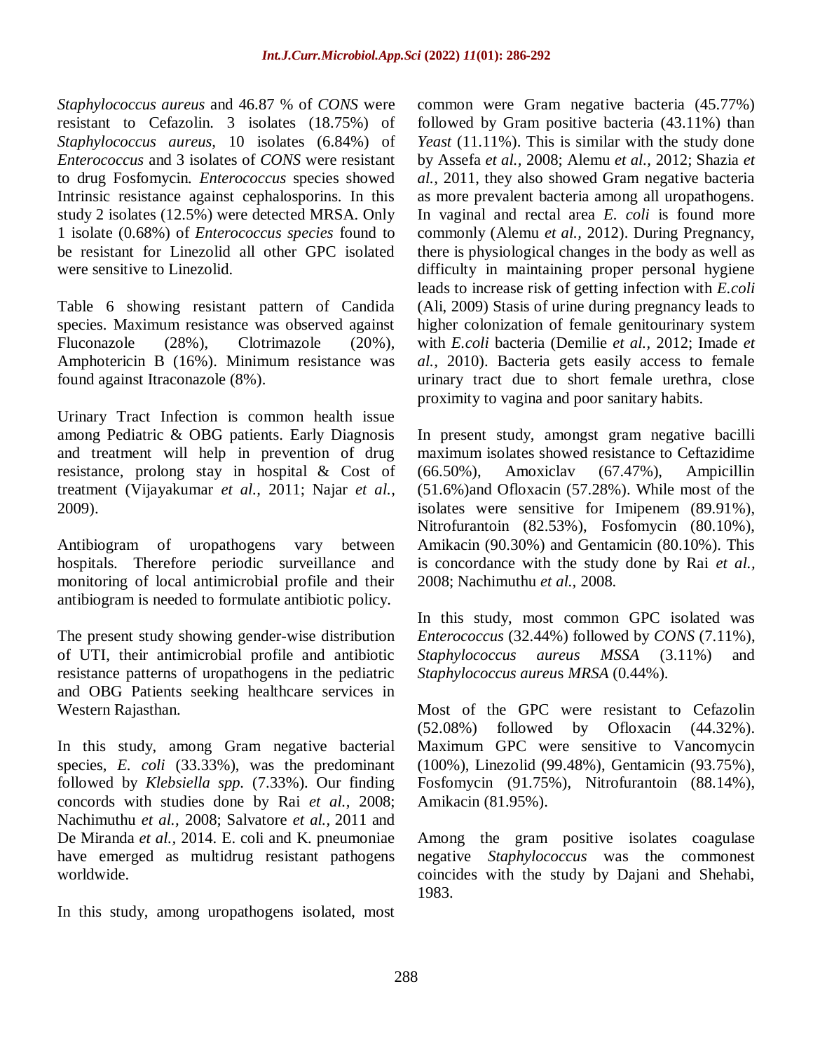*Staphylococcus aureus* and 46.87 % of *CONS* were resistant to Cefazolin. 3 isolates (18.75%) of *Staphylococcus aureus*, 10 isolates (6.84%) of *Enterococcus* and 3 isolates of *CONS* were resistant to drug Fosfomycin. *Enterococcus* species showed Intrinsic resistance against cephalosporins. In this study 2 isolates (12.5%) were detected MRSA. Only 1 isolate (0.68%) of *Enterococcus species* found to be resistant for Linezolid all other GPC isolated were sensitive to Linezolid.

Table 6 showing resistant pattern of Candida species. Maximum resistance was observed against Fluconazole (28%), Clotrimazole (20%), Amphotericin B (16%). Minimum resistance was found against Itraconazole (8%).

Urinary Tract Infection is common health issue among Pediatric & OBG patients. Early Diagnosis and treatment will help in prevention of drug resistance, prolong stay in hospital & Cost of treatment (Vijayakumar *et al.,* 2011; Najar *et al.,* 2009).

Antibiogram of uropathogens vary between hospitals. Therefore periodic surveillance and monitoring of local antimicrobial profile and their antibiogram is needed to formulate antibiotic policy.

The present study showing gender-wise distribution of UTI, their antimicrobial profile and antibiotic resistance patterns of uropathogens in the pediatric and OBG Patients seeking healthcare services in Western Rajasthan.

In this study, among Gram negative bacterial species, *E. coli* (33.33%), was the predominant followed by *Klebsiella spp.* (7.33%). Our finding concords with studies done by Rai *et al.,* 2008; Nachimuthu *et al.,* 2008; Salvatore *et al.,* 2011 and De Miranda *et al.,* 2014. E. coli and K. pneumoniae have emerged as multidrug resistant pathogens worldwide.

In this study, among uropathogens isolated, most common were Gram negative bacteria (45.77%) followed by Gram positive bacteria (43.11%) than *Yeast* (11.11%). This is similar with the study done by Assefa *et al.,* 2008; Alemu *et al.,* 2012; Shazia *et al.,* 2011, they also showed Gram negative bacteria as more prevalent bacteria among all uropathogens. In vaginal and rectal area *E. coli* is found more commonly (Alemu *et al.,* 2012). During Pregnancy, there is physiological changes in the body as well as difficulty in maintaining proper personal hygiene leads to increase risk of getting infection with *E.coli* (Ali, 2009) Stasis of urine during pregnancy leads to higher colonization of female genitourinary system with *E.coli* bacteria (Demilie *et al.,* 2012; Imade *et al.,* 2010). Bacteria gets easily access to female urinary tract due to short female urethra, close proximity to vagina and poor sanitary habits.

In present study, amongst gram negative bacilli maximum isolates showed resistance to Ceftazidime (66.50%), Amoxiclav (67.47%), Ampicillin (51.6%)and Ofloxacin (57.28%). While most of the isolates were sensitive for Imipenem (89.91%), Nitrofurantoin (82.53%), Fosfomycin (80.10%), Amikacin (90.30%) and Gentamicin (80.10%). This is concordance with the study done by Rai *et al.,* 2008; Nachimuthu *et al.,* 2008.

In this study, most common GPC isolated was *Enterococcus* (32.44%) followed by *CONS* (7.11%), *Staphylococcus aureus MSSA* (3.11%) and *Staphylococcus aureus MRSA* (0.44%).

Most of the GPC were resistant to Cefazolin (52.08%) followed by Ofloxacin (44.32%). Maximum GPC were sensitive to Vancomycin (100%), Linezolid (99.48%), Gentamicin (93.75%), Fosfomycin (91.75%), Nitrofurantoin (88.14%), Amikacin (81.95%).

Among the gram positive isolates coagulase negative *Staphylococcus* was the commonest coincides with the study by Dajani and Shehabi, 1983.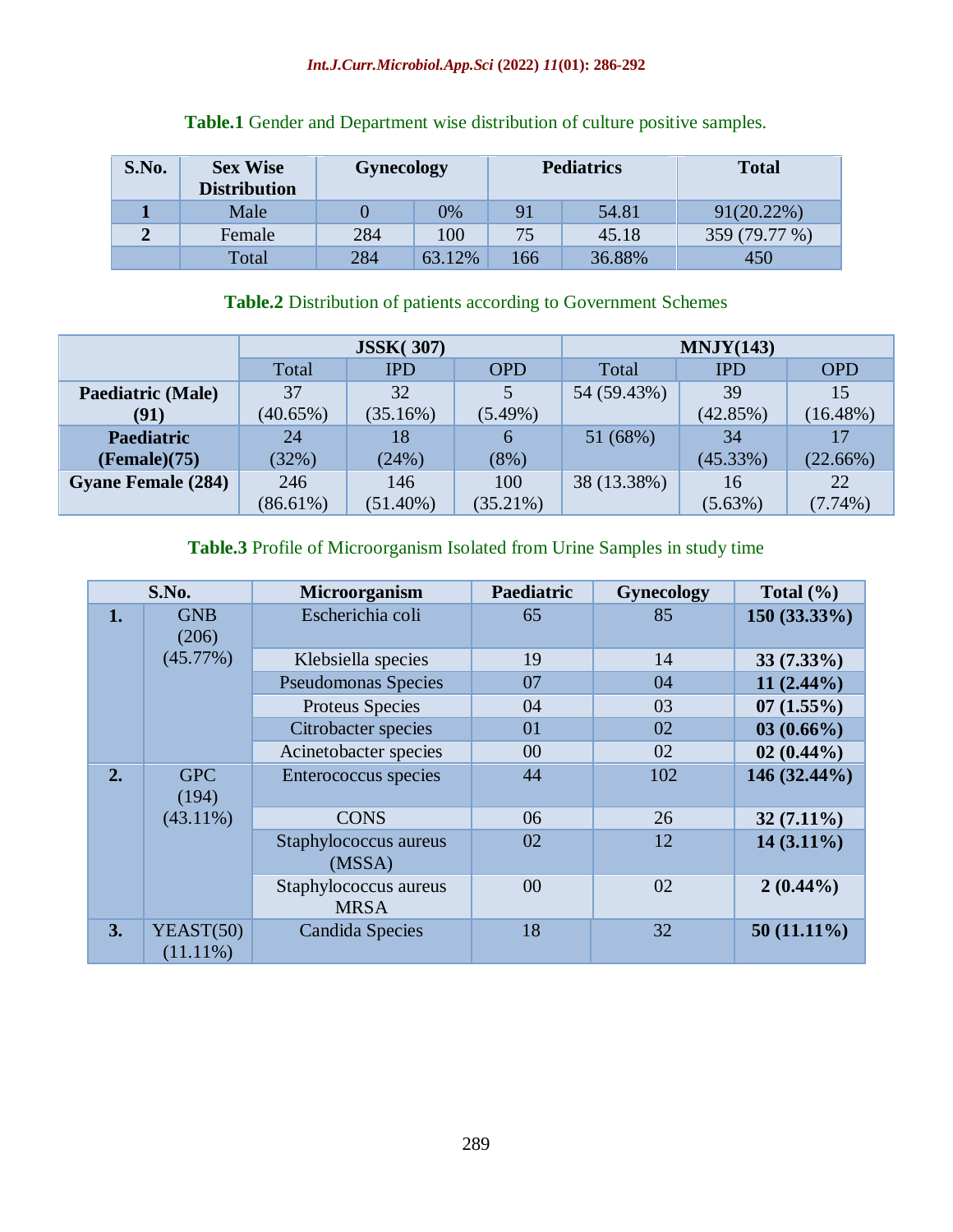**Table.1** Gender and Department wise distribution of culture positive samples.

| S.No. | Sex Wise Distribution | Gynecology | | Pediatrics | | Total |
|---|---|---|---|---|---|---|
| 1 | Male | 0 | 0% | 91 | 54.81 | 91(20.22%) |
| 2 | Female | 284 | 100 | 75 | 45.18 | 359 (79.77 %) |
| | Total | 284 | 63.12% | 166 | 36.88% | 450 |

**Table.2** Distribution of patients according to Government Schemes

| | JSSK( 307) | | | MNJY(143) | | |
|---|---|---|---|---|---|---|
| | Total | IPD | OPD | Total | IPD | OPD |
| **Paediatric (Male) (91)** | 37 (40.65%) | 32 (35.16%) | 5 (5.49%) | 54 (59.43%) | 39 (42.85%) | 15 (16.48%) |
| **Paediatric (Female)(75)** | 24 (32%) | 18 (24%) | 6 (8%) | 51 (68%) | 34 (45.33%) | 17 (22.66%) |
| **Gyane Female (284)** | 246 (86.61%) | 146 (51.40%) | 100 (35.21%) | 38 (13.38%) | 16 (5.63%) | 22 (7.74%) |

**Table.3** Profile of Microorganism Isolated from Urine Samples in study time

| S.No. | | Microorganism | Paediatric | Gynecology | Total (%) |
|---|---|---|---|---|---|
| **1.** | GNB (206) (45.77%) | Escherichia coli | 65 | 85 | **150 (33.33%)** |
| | | Klebsiella species | 19 | 14 | **33 (7.33%)** |
| | | Pseudomonas Species | 07 | 04 | **11 (2.44%)** |
| | | Proteus Species | 04 | 03 | **07 (1.55%)** |
| | | Citrobacter species | 01 | 02 | **03 (0.66%)** |
| | | Acinetobacter species | 00 | 02 | **02 (0.44%)** |
| **2.** | GPC (194) (43.11%) | Enterococcus species | 44 | 102 | **146 (32.44%)** |
| | | CONS | 06 | 26 | **32 (7.11%)** |
| | | Staphylococcus aureus (MSSA) | 02 | 12 | **14 (3.11%)** |
| | | Staphylococcus aureus MRSA | 00 | 02 | **2 (0.44%)** |
| **3.** | YEAST(50) (11.11%) | Candida Species | 18 | 32 | **50 (11.11%)** |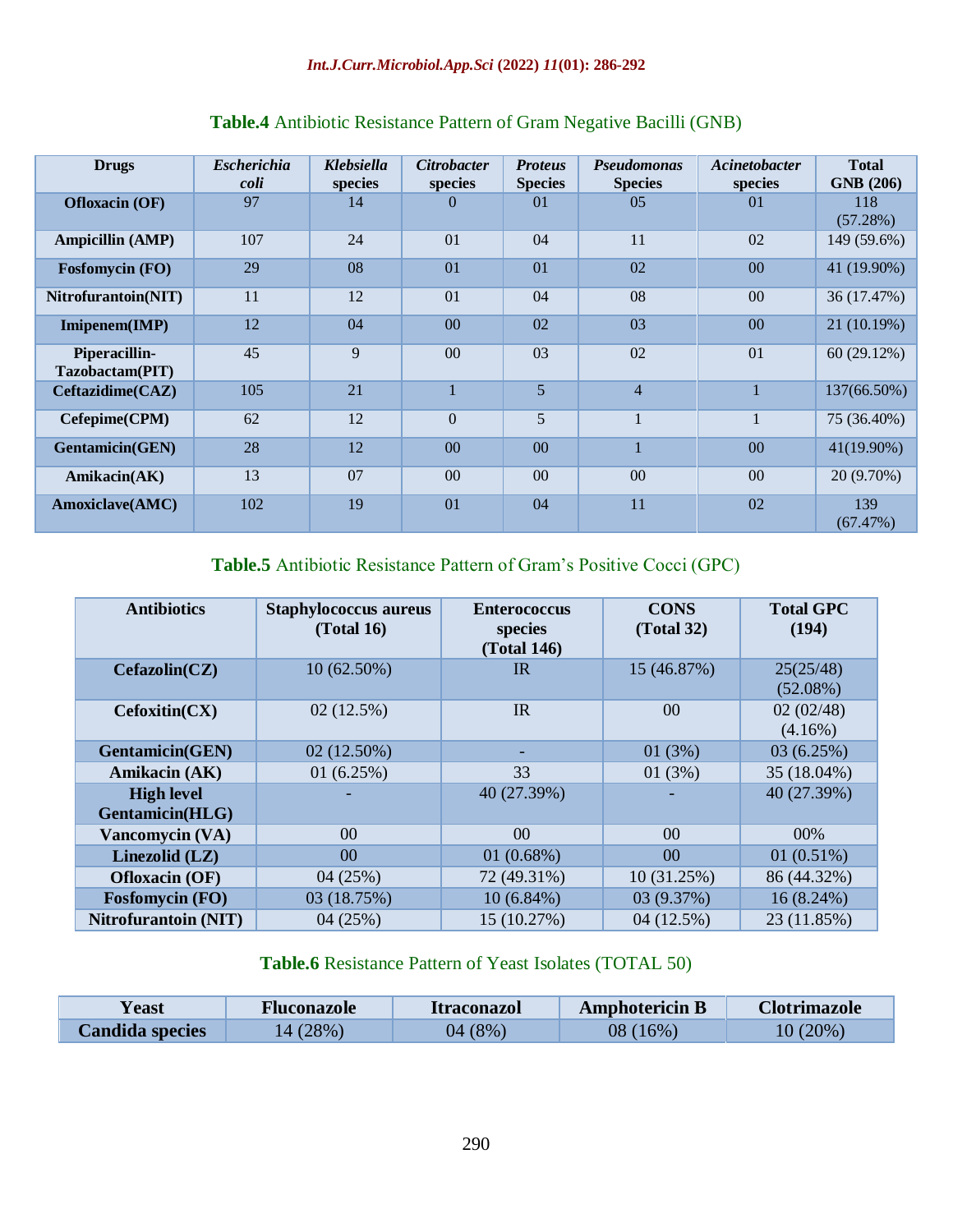**Table.4** Antibiotic Resistance Pattern of Gram Negative Bacilli (GNB)

| Drugs | *Escherichia coli* | *Klebsiella* species | *Citrobacter* species | *Proteus* Species | *Pseudomonas* Species | *Acinetobacter* species | Total GNB (206) |
|---|---|---|---|---|---|---|---|
| Ofloxacin (OF) | 97 | 14 | 0 | 01 | 05 | 01 | 118 (57.28%) |
| Ampicillin (AMP) | 107 | 24 | 01 | 04 | 11 | 02 | 149 (59.6%) |
| Fosfomycin (FO) | 29 | 08 | 01 | 01 | 02 | 00 | 41 (19.90%) |
| Nitrofurantoin(NIT) | 11 | 12 | 01 | 04 | 08 | 00 | 36 (17.47%) |
| Imipenem(IMP) | 12 | 04 | 00 | 02 | 03 | 00 | 21 (10.19%) |
| Piperacillin-Tazobactam(PIT) | 45 | 9 | 00 | 03 | 02 | 01 | 60 (29.12%) |
| Ceftazidime(CAZ) | 105 | 21 | 1 | 5 | 4 | 1 | 137(66.50%) |
| Cefepime(CPM) | 62 | 12 | 0 | 5 | 1 | 1 | 75 (36.40%) |
| Gentamicin(GEN) | 28 | 12 | 00 | 00 | 1 | 00 | 41(19.90%) |
| Amikacin(AK) | 13 | 07 | 00 | 00 | 00 | 00 | 20 (9.70%) |
| Amoxiclave(AMC) | 102 | 19 | 01 | 04 | 11 | 02 | 139 (67.47%) |

**Table.5** Antibiotic Resistance Pattern of Gram's Positive Cocci (GPC)

| Antibiotics | Staphylococcus aureus (Total 16) | Enterococcus species (Total 146) | CONS (Total 32) | Total GPC (194) |
|---|---|---|---|---|
| Cefazolin(CZ) | 10 (62.50%) | IR | 15 (46.87%) | 25(25/48) (52.08%) |
| Cefoxitin(CX) | 02 (12.5%) | IR | 00 | 02 (02/48) (4.16%) |
| Gentamicin(GEN) | 02 (12.50%) | - | 01 (3%) | 03 (6.25%) |
| Amikacin (AK) | 01 (6.25%) | 33 | 01 (3%) | 35 (18.04%) |
| High level Gentamicin(HLG) | - | 40 (27.39%) | - | 40 (27.39%) |
| Vancomycin (VA) | 00 | 00 | 00 | 00% |
| Linezolid (LZ) | 00 | 01 (0.68%) | 00 | 01 (0.51%) |
| Ofloxacin (OF) | 04 (25%) | 72 (49.31%) | 10 (31.25%) | 86 (44.32%) |
| Fosfomycin (FO) | 03 (18.75%) | 10 (6.84%) | 03 (9.37%) | 16 (8.24%) |
| Nitrofurantoin (NIT) | 04 (25%) | 15 (10.27%) | 04 (12.5%) | 23 (11.85%) |

**Table.6** Resistance Pattern of Yeast Isolates (TOTAL 50)

| Yeast | Fluconazole | Itraconazol | Amphotericin B | Clotrimazole |
|---|---|---|---|---|
| Candida species | 14 (28%) | 04 (8%) | 08 (16%) | 10 (20%) |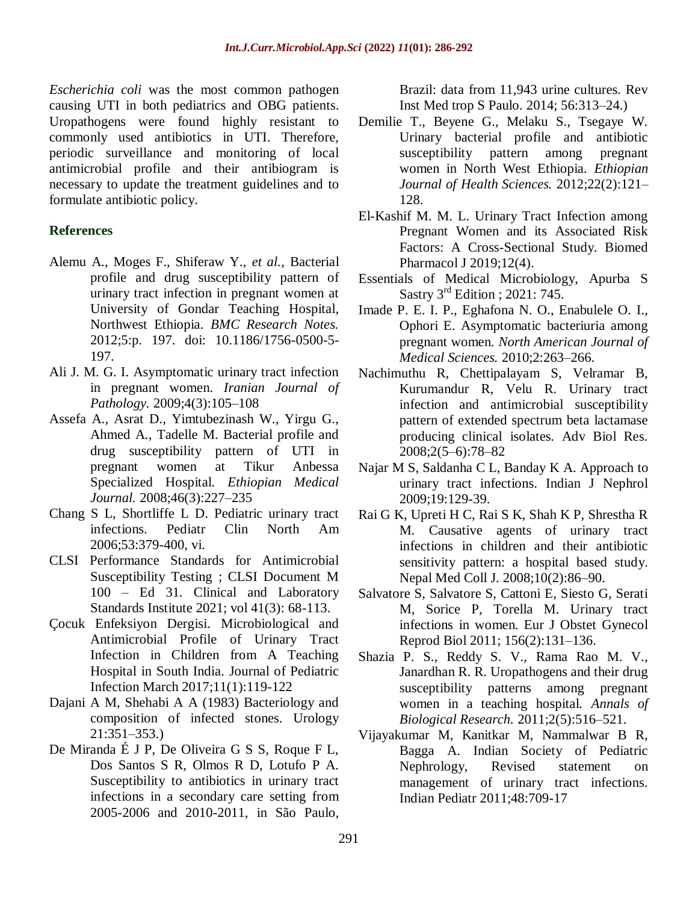*Escherichia coli* was the most common pathogen causing UTI in both pediatrics and OBG patients. Uropathogens were found highly resistant to commonly used antibiotics in UTI. Therefore, periodic surveillance and monitoring of local antimicrobial profile and their antibiogram is necessary to update the treatment guidelines and to formulate antibiotic policy.

## References

Alemu A., Moges F., Shiferaw Y., *et al.,* Bacterial profile and drug susceptibility pattern of urinary tract infection in pregnant women at University of Gondar Teaching Hospital, Northwest Ethiopia. *BMC Research Notes.* 2012;5:p. 197. doi: 10.1186/1756-0500-5-197.

Ali J. M. G. I. Asymptomatic urinary tract infection in pregnant women. *Iranian Journal of Pathology.* 2009;4(3):105–108

Assefa A., Asrat D., Yimtubezinash W., Yirgu G., Ahmed A., Tadelle M. Bacterial profile and drug susceptibility pattern of UTI in pregnant women at Tikur Anbessa Specialized Hospital. *Ethiopian Medical Journal.* 2008;46(3):227–235

Chang S L, Shortliffe L D. Pediatric urinary tract infections. Pediatr Clin North Am 2006;53:379-400, vi.

CLSI Performance Standards for Antimicrobial Susceptibility Testing ; CLSI Document M 100 – Ed 31. Clinical and Laboratory Standards Institute 2021; vol 41(3): 68-113.

Çocuk Enfeksiyon Dergisi. Microbiological and Antimicrobial Profile of Urinary Tract Infection in Children from A Teaching Hospital in South India. Journal of Pediatric Infection March 2017;11(1):119-122

Dajani A M, Shehabi A A (1983) Bacteriology and composition of infected stones. Urology 21:351–353.)

De Miranda É J P, De Oliveira G S S, Roque F L, Dos Santos S R, Olmos R D, Lotufo P A. Susceptibility to antibiotics in urinary tract infections in a secondary care setting from 2005-2006 and 2010-2011, in São Paulo, Brazil: data from 11,943 urine cultures. Rev Inst Med trop S Paulo. 2014; 56:313–24.)

Demilie T., Beyene G., Melaku S., Tsegaye W. Urinary bacterial profile and antibiotic susceptibility pattern among pregnant women in North West Ethiopia. *Ethiopian Journal of Health Sciences.* 2012;22(2):121–128.

El-Kashif M. M. L. Urinary Tract Infection among Pregnant Women and its Associated Risk Factors: A Cross-Sectional Study. Biomed Pharmacol J 2019;12(4).

Essentials of Medical Microbiology, Apurba S Sastry 3rd Edition ; 2021: 745.

Imade P. E. I. P., Eghafona N. O., Enabulele O. I., Ophori E. Asymptomatic bacteriuria among pregnant women. *North American Journal of Medical Sciences.* 2010;2:263–266.

Nachimuthu R, Chettipalayam S, Velramar B, Kurumandur R, Velu R. Urinary tract infection and antimicrobial susceptibility pattern of extended spectrum beta lactamase producing clinical isolates. Adv Biol Res. 2008;2(5–6):78–82

Najar M S, Saldanha C L, Banday K A. Approach to urinary tract infections. Indian J Nephrol 2009;19:129-39.

Rai G K, Upreti H C, Rai S K, Shah K P, Shrestha R M. Causative agents of urinary tract infections in children and their antibiotic sensitivity pattern: a hospital based study. Nepal Med Coll J. 2008;10(2):86–90.

Salvatore S, Salvatore S, Cattoni E, Siesto G, Serati M, Sorice P, Torella M. Urinary tract infections in women. Eur J Obstet Gynecol Reprod Biol 2011; 156(2):131–136.

Shazia P. S., Reddy S. V., Rama Rao M. V., Janardhan R. R. Uropathogens and their drug susceptibility patterns among pregnant women in a teaching hospital. *Annals of Biological Research.* 2011;2(5):516–521.

Vijayakumar M, Kanitkar M, Nammalwar B R, Bagga A. Indian Society of Pediatric Nephrology, Revised statement on management of urinary tract infections. Indian Pediatr 2011;48:709-17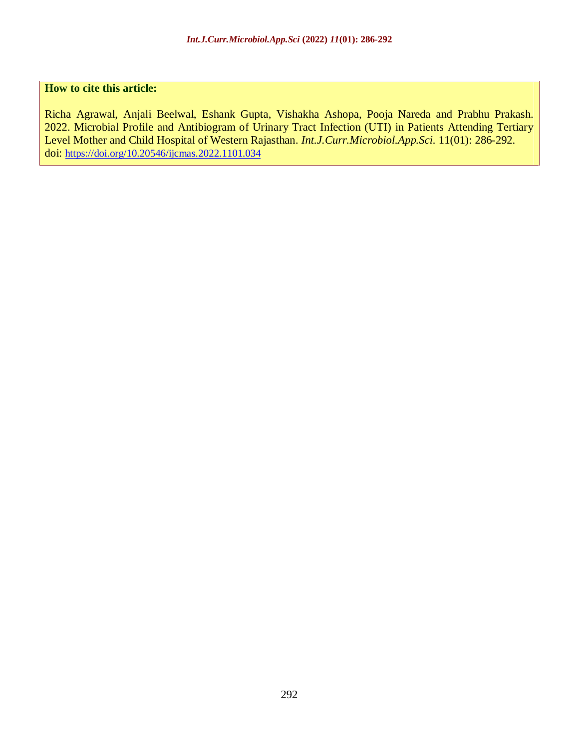**How to cite this article:**

Richa Agrawal, Anjali Beelwal, Eshank Gupta, Vishakha Ashopa, Pooja Nareda and Prabhu Prakash. 2022. Microbial Profile and Antibiogram of Urinary Tract Infection (UTI) in Patients Attending Tertiary Level Mother and Child Hospital of Western Rajasthan. *Int.J.Curr.Microbiol.App.Sci*. 11(01): 286-292.
doi: https://doi.org/10.20546/ijcmas.2022.1101.034